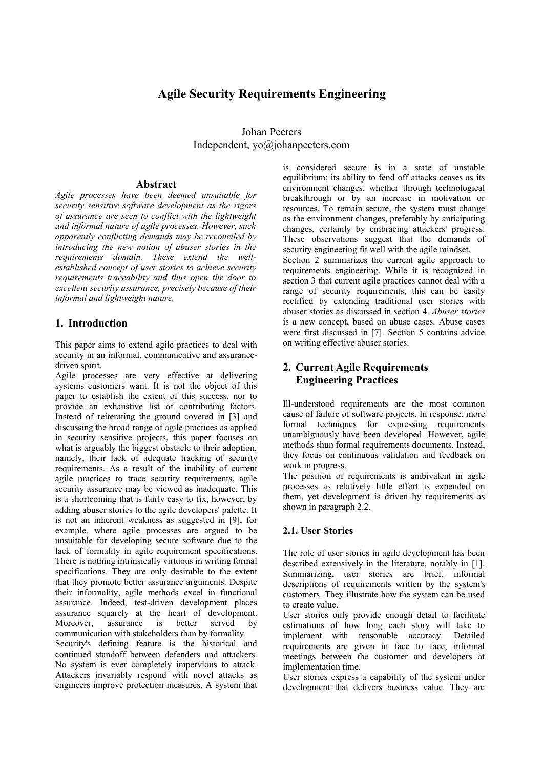# Agile Security Requirements Engineering

Johan Peeters
Independent, yo@johanpeeters.com

## Abstract

*Agile processes have been deemed unsuitable for security sensitive software development as the rigors of assurance are seen to conflict with the lightweight and informal nature of agile processes. However, such apparently conflicting demands may be reconciled by introducing the new notion of abuser stories in the requirements domain. These extend the well-established concept of user stories to achieve security requirements traceability and thus open the door to excellent security assurance, precisely because of their informal and lightweight nature.*

## 1. Introduction

This paper aims to extend agile practices to deal with security in an informal, communicative and assurance-driven spirit.

Agile processes are very effective at delivering systems customers want. It is not the object of this paper to establish the extent of this success, nor to provide an exhaustive list of contributing factors. Instead of reiterating the ground covered in [3] and discussing the broad range of agile practices as applied in security sensitive projects, this paper focuses on what is arguably the biggest obstacle to their adoption, namely, their lack of adequate tracking of security requirements. As a result of the inability of current agile practices to trace security requirements, agile security assurance may be viewed as inadequate. This is a shortcoming that is fairly easy to fix, however, by adding abuser stories to the agile developers' palette. It is not an inherent weakness as suggested in [9], for example, where agile processes are argued to be unsuitable for developing secure software due to the lack of formality in agile requirement specifications. There is nothing intrinsically virtuous in writing formal specifications. They are only desirable to the extent that they promote better assurance arguments. Despite their informality, agile methods excel in functional assurance. Indeed, test-driven development places assurance squarely at the heart of development. Moreover, assurance is better served by communication with stakeholders than by formality.

Security's defining feature is the historical and continued standoff between defenders and attackers. No system is ever completely impervious to attack. Attackers invariably respond with novel attacks as engineers improve protection measures. A system that is considered secure is in a state of unstable equilibrium; its ability to fend off attacks ceases as its environment changes, whether through technological breakthrough or by an increase in motivation or resources. To remain secure, the system must change as the environment changes, preferably by anticipating changes, certainly by embracing attackers' progress. These observations suggest that the demands of security engineering fit well with the agile mindset.

Section 2 summarizes the current agile approach to requirements engineering. While it is recognized in section 3 that current agile practices cannot deal with a range of security requirements, this can be easily rectified by extending traditional user stories with abuser stories as discussed in section 4. *Abuser stories* is a new concept, based on abuse cases. Abuse cases were first discussed in [7]. Section 5 contains advice on writing effective abuser stories.

## 2. Current Agile Requirements Engineering Practices

Ill-understood requirements are the most common cause of failure of software projects. In response, more formal techniques for expressing requirements unambiguously have been developed. However, agile methods shun formal requirements documents. Instead, they focus on continuous validation and feedback on work in progress.

The position of requirements is ambivalent in agile processes as relatively little effort is expended on them, yet development is driven by requirements as shown in paragraph 2.2.

### 2.1. User Stories

The role of user stories in agile development has been described extensively in the literature, notably in [1]. Summarizing, user stories are brief, informal descriptions of requirements written by the system's customers. They illustrate how the system can be used to create value.

User stories only provide enough detail to facilitate estimations of how long each story will take to implement with reasonable accuracy. Detailed requirements are given in face to face, informal meetings between the customer and developers at implementation time.

User stories express a capability of the system under development that delivers business value. They are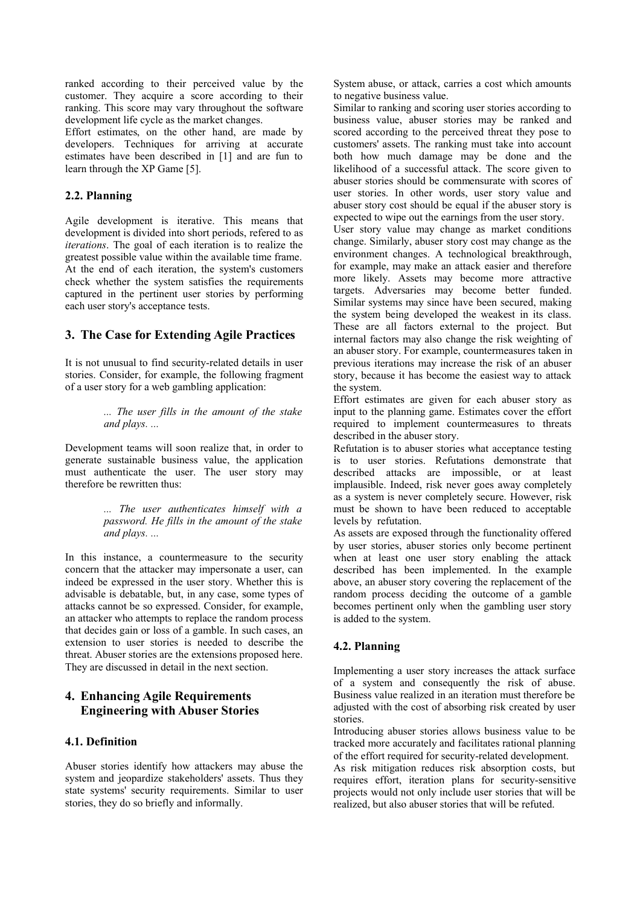ranked according to their perceived value by the customer. They acquire a score according to their ranking. This score may vary throughout the software development life cycle as the market changes.

Effort estimates, on the other hand, are made by developers. Techniques for arriving at accurate estimates have been described in [1] and are fun to learn through the XP Game [5].

### 2.2. Planning

Agile development is iterative. This means that development is divided into short periods, refered to as *iterations*. The goal of each iteration is to realize the greatest possible value within the available time frame. At the end of each iteration, the system's customers check whether the system satisfies the requirements captured in the pertinent user stories by performing each user story's acceptance tests.

## 3. The Case for Extending Agile Practices

It is not unusual to find security-related details in user stories. Consider, for example, the following fragment of a user story for a web gambling application:

> *... The user fills in the amount of the stake and plays. ...*

Development teams will soon realize that, in order to generate sustainable business value, the application must authenticate the user. The user story may therefore be rewritten thus:

> *... The user authenticates himself with a password. He fills in the amount of the stake and plays. ...*

In this instance, a countermeasure to the security concern that the attacker may impersonate a user, can indeed be expressed in the user story. Whether this is advisable is debatable, but, in any case, some types of attacks cannot be so expressed. Consider, for example, an attacker who attempts to replace the random process that decides gain or loss of a gamble. In such cases, an extension to user stories is needed to describe the threat. Abuser stories are the extensions proposed here. They are discussed in detail in the next section.

## 4. Enhancing Agile Requirements Engineering with Abuser Stories

### 4.1. Definition

Abuser stories identify how attackers may abuse the system and jeopardize stakeholders' assets. Thus they state systems' security requirements. Similar to user stories, they do so briefly and informally.

System abuse, or attack, carries a cost which amounts to negative business value.

Similar to ranking and scoring user stories according to business value, abuser stories may be ranked and scored according to the perceived threat they pose to customers' assets. The ranking must take into account both how much damage may be done and the likelihood of a successful attack. The score given to abuser stories should be commensurate with scores of user stories. In other words, user story value and abuser story cost should be equal if the abuser story is expected to wipe out the earnings from the user story.

User story value may change as market conditions change. Similarly, abuser story cost may change as the environment changes. A technological breakthrough, for example, may make an attack easier and therefore more likely. Assets may become more attractive targets. Adversaries may become better funded. Similar systems may since have been secured, making the system being developed the weakest in its class. These are all factors external to the project. But internal factors may also change the risk weighting of an abuser story. For example, countermeasures taken in previous iterations may increase the risk of an abuser story, because it has become the easiest way to attack the system.

Effort estimates are given for each abuser story as input to the planning game. Estimates cover the effort required to implement countermeasures to threats described in the abuser story.

Refutation is to abuser stories what acceptance testing is to user stories. Refutations demonstrate that described attacks are impossible, or at least implausible. Indeed, risk never goes away completely as a system is never completely secure. However, risk must be shown to have been reduced to acceptable levels by refutation.

As assets are exposed through the functionality offered by user stories, abuser stories only become pertinent when at least one user story enabling the attack described has been implemented. In the example above, an abuser story covering the replacement of the random process deciding the outcome of a gamble becomes pertinent only when the gambling user story is added to the system.

### 4.2. Planning

Implementing a user story increases the attack surface of a system and consequently the risk of abuse. Business value realized in an iteration must therefore be adjusted with the cost of absorbing risk created by user stories.

Introducing abuser stories allows business value to be tracked more accurately and facilitates rational planning of the effort required for security-related development.

As risk mitigation reduces risk absorption costs, but requires effort, iteration plans for security-sensitive projects would not only include user stories that will be realized, but also abuser stories that will be refuted.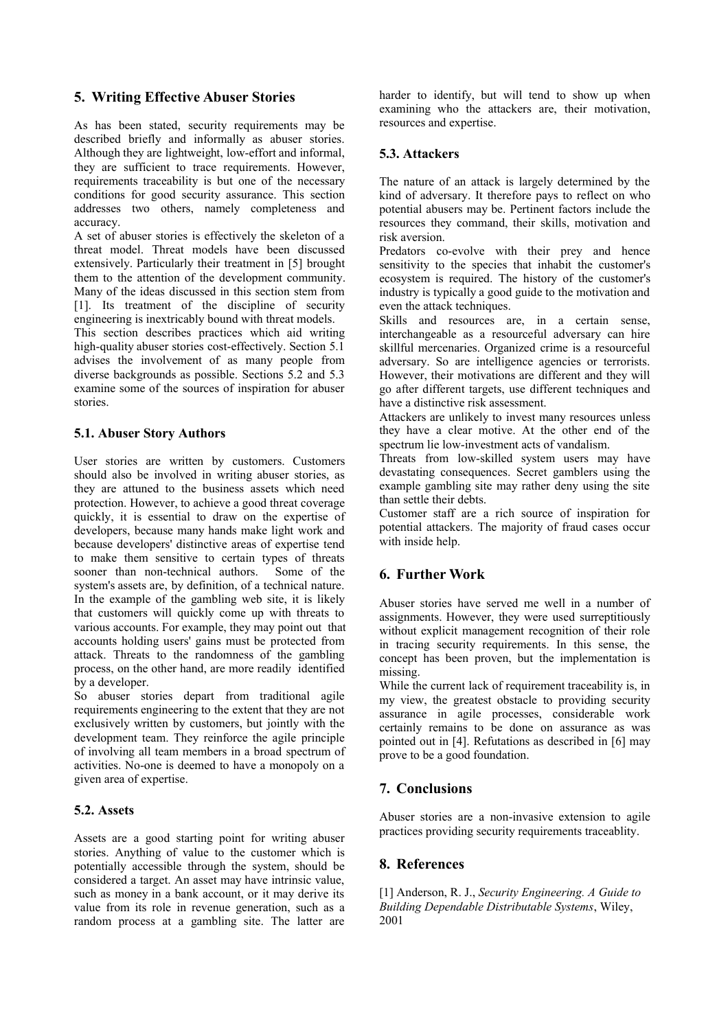## 5. Writing Effective Abuser Stories

As has been stated, security requirements may be described briefly and informally as abuser stories. Although they are lightweight, low-effort and informal, they are sufficient to trace requirements. However, requirements traceability is but one of the necessary conditions for good security assurance. This section addresses two others, namely completeness and accuracy.

A set of abuser stories is effectively the skeleton of a threat model. Threat models have been discussed extensively. Particularly their treatment in [5] brought them to the attention of the development community. Many of the ideas discussed in this section stem from [1]. Its treatment of the discipline of security engineering is inextricably bound with threat models.

This section describes practices which aid writing high-quality abuser stories cost-effectively. Section 5.1 advises the involvement of as many people from diverse backgrounds as possible. Sections 5.2 and 5.3 examine some of the sources of inspiration for abuser stories.

### 5.1. Abuser Story Authors

User stories are written by customers. Customers should also be involved in writing abuser stories, as they are attuned to the business assets which need protection. However, to achieve a good threat coverage quickly, it is essential to draw on the expertise of developers, because many hands make light work and because developers' distinctive areas of expertise tend to make them sensitive to certain types of threats sooner than non-technical authors. Some of the system's assets are, by definition, of a technical nature. In the example of the gambling web site, it is likely that customers will quickly come up with threats to various accounts. For example, they may point out that accounts holding users' gains must be protected from attack. Threats to the randomness of the gambling process, on the other hand, are more readily identified by a developer.

So abuser stories depart from traditional agile requirements engineering to the extent that they are not exclusively written by customers, but jointly with the development team. They reinforce the agile principle of involving all team members in a broad spectrum of activities. No-one is deemed to have a monopoly on a given area of expertise.

### 5.2. Assets

Assets are a good starting point for writing abuser stories. Anything of value to the customer which is potentially accessible through the system, should be considered a target. An asset may have intrinsic value, such as money in a bank account, or it may derive its value from its role in revenue generation, such as a random process at a gambling site. The latter are harder to identify, but will tend to show up when examining who the attackers are, their motivation, resources and expertise.

### 5.3. Attackers

The nature of an attack is largely determined by the kind of adversary. It therefore pays to reflect on who potential abusers may be. Pertinent factors include the resources they command, their skills, motivation and risk aversion.

Predators co-evolve with their prey and hence sensitivity to the species that inhabit the customer's ecosystem is required. The history of the customer's industry is typically a good guide to the motivation and even the attack techniques.

Skills and resources are, in a certain sense, interchangeable as a resourceful adversary can hire skillful mercenaries. Organized crime is a resourceful adversary. So are intelligence agencies or terrorists. However, their motivations are different and they will go after different targets, use different techniques and have a distinctive risk assessment.

Attackers are unlikely to invest many resources unless they have a clear motive. At the other end of the spectrum lie low-investment acts of vandalism.

Threats from low-skilled system users may have devastating consequences. Secret gamblers using the example gambling site may rather deny using the site than settle their debts.

Customer staff are a rich source of inspiration for potential attackers. The majority of fraud cases occur with inside help.

## 6. Further Work

Abuser stories have served me well in a number of assignments. However, they were used surreptitiously without explicit management recognition of their role in tracing security requirements. In this sense, the concept has been proven, but the implementation is missing.

While the current lack of requirement traceability is, in my view, the greatest obstacle to providing security assurance in agile processes, considerable work certainly remains to be done on assurance as was pointed out in [4]. Refutations as described in [6] may prove to be a good foundation.

## 7. Conclusions

Abuser stories are a non-invasive extension to agile practices providing security requirements traceablity.

## 8. References

[1] Anderson, R. J., *Security Engineering. A Guide to Building Dependable Distributable Systems*, Wiley, 2001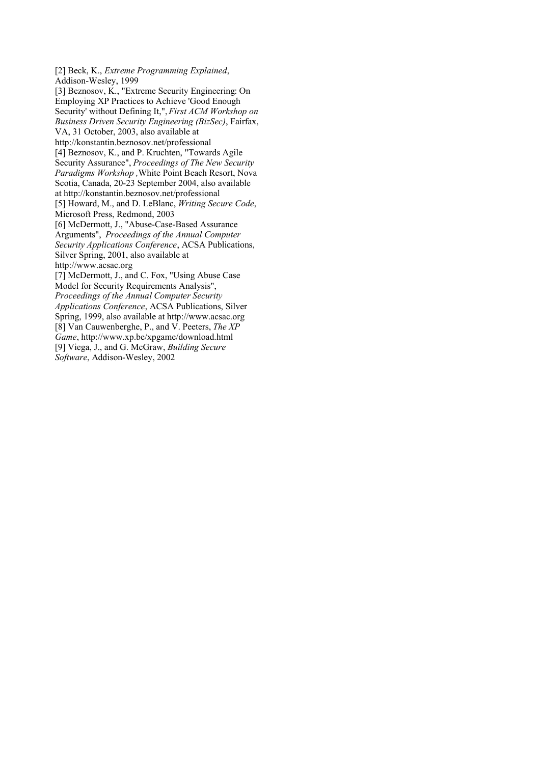[2] Beck, K., *Extreme Programming Explained*, Addison-Wesley, 1999

[3] Beznosov, K., "Extreme Security Engineering: On Employing XP Practices to Achieve 'Good Enough Security' without Defining It,", *First ACM Workshop on Business Driven Security Engineering (BizSec)*, Fairfax, VA, 31 October, 2003, also available at http://konstantin.beznosov.net/professional

[4] Beznosov, K., and P. Kruchten, "Towards Agile Security Assurance", *Proceedings of The New Security Paradigms Workshop ,* White Point Beach Resort, Nova Scotia, Canada, 20-23 September 2004, also available at http://konstantin.beznosov.net/professional

[5] Howard, M., and D. LeBlanc, *Writing Secure Code*, Microsoft Press, Redmond, 2003

[6] McDermott, J., "Abuse-Case-Based Assurance Arguments", *Proceedings of the Annual Computer Security Applications Conference*, ACSA Publications, Silver Spring, 2001, also available at http://www.acsac.org

[7] McDermott, J., and C. Fox, "Using Abuse Case Model for Security Requirements Analysis", *Proceedings of the Annual Computer Security Applications Conference*, ACSA Publications, Silver Spring, 1999, also available at http://www.acsac.org

[8] Van Cauwenberghe, P., and V. Peeters, *The XP Game*, http://www.xp.be/xpgame/download.html

[9] Viega, J., and G. McGraw, *Building Secure Software*, Addison-Wesley, 2002